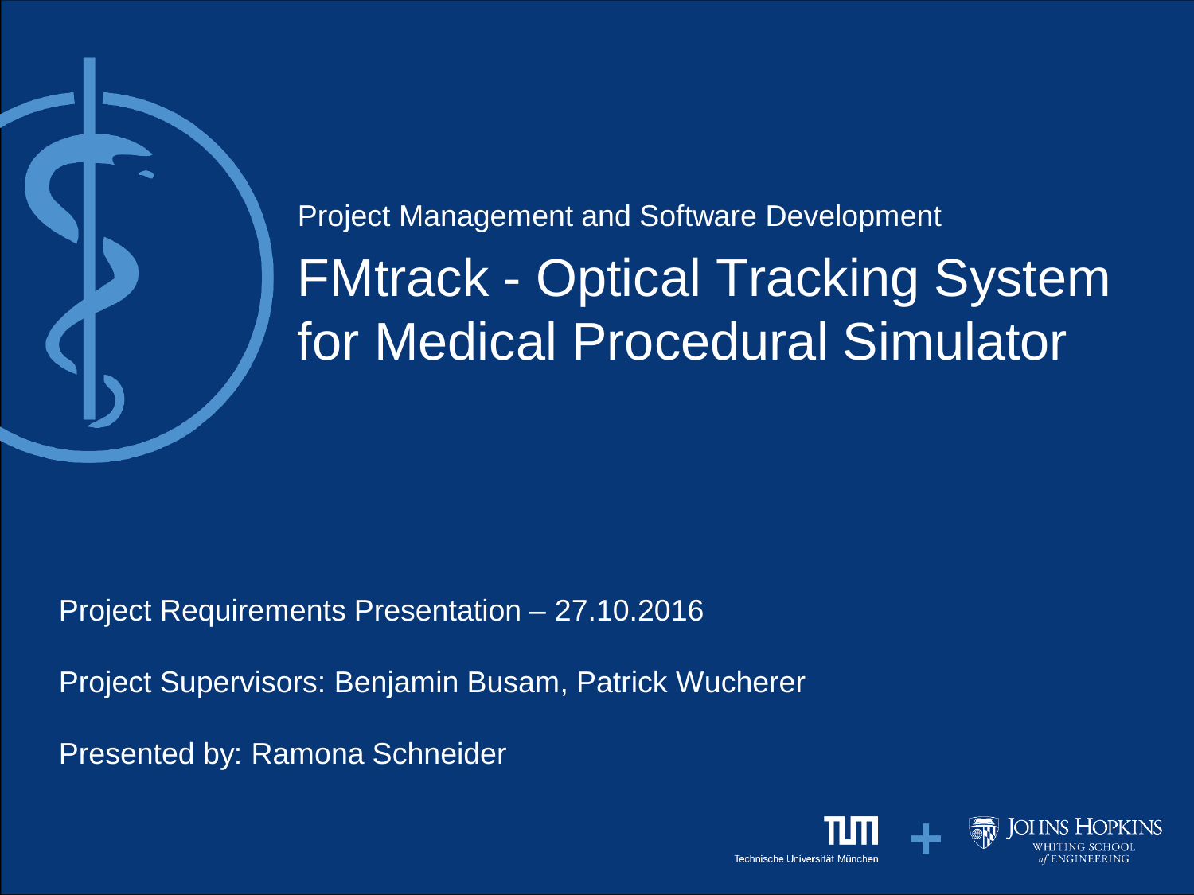Project Management and Software Development

# FMtrack - Optical Tracking System for Medical Procedural Simulator

Project Requirements Presentation – 27.10.2016

Project Supervisors: Benjamin Busam, Patrick Wucherer

Presented by: Ramona Schneider

Technische Universität München + Johns Hopkins Whiting School of Engineering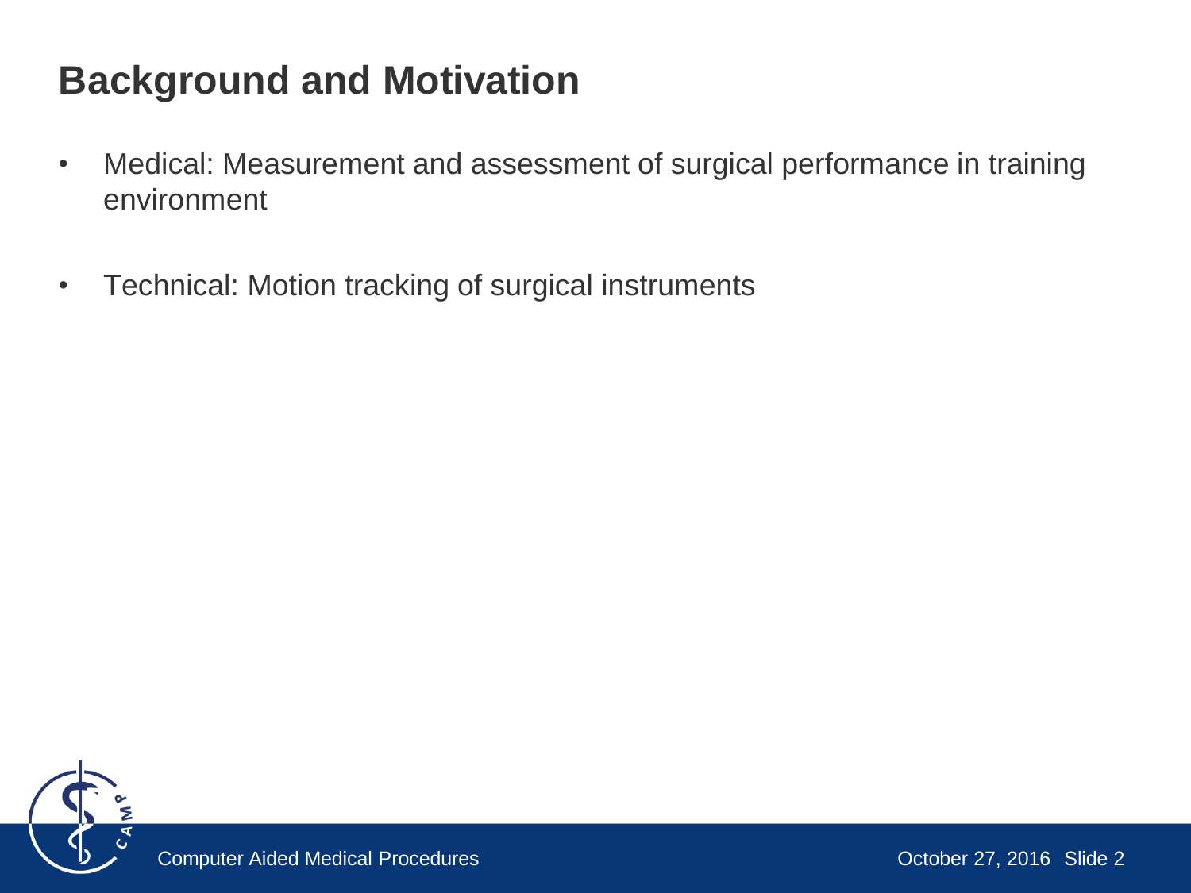# Background and Motivation

- Medical: Measurement and assessment of surgical performance in training environment
- Technical: Motion tracking of surgical instruments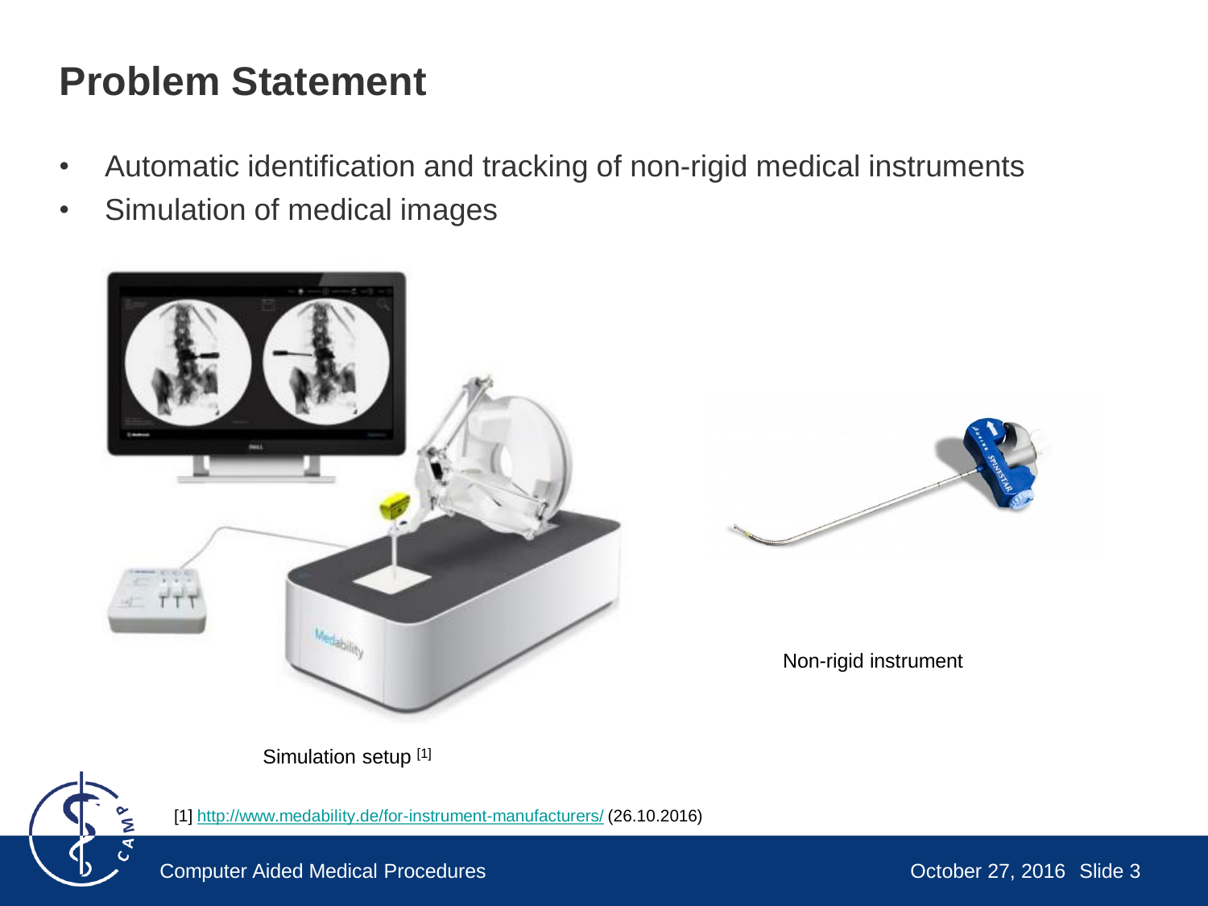# Problem Statement

- Automatic identification and tracking of non-rigid medical instruments
- Simulation of medical images

Simulation setup [1]

Non-rigid instrument

[1] http://www.medability.de/for-instrument-manufacturers/ (26.10.2016)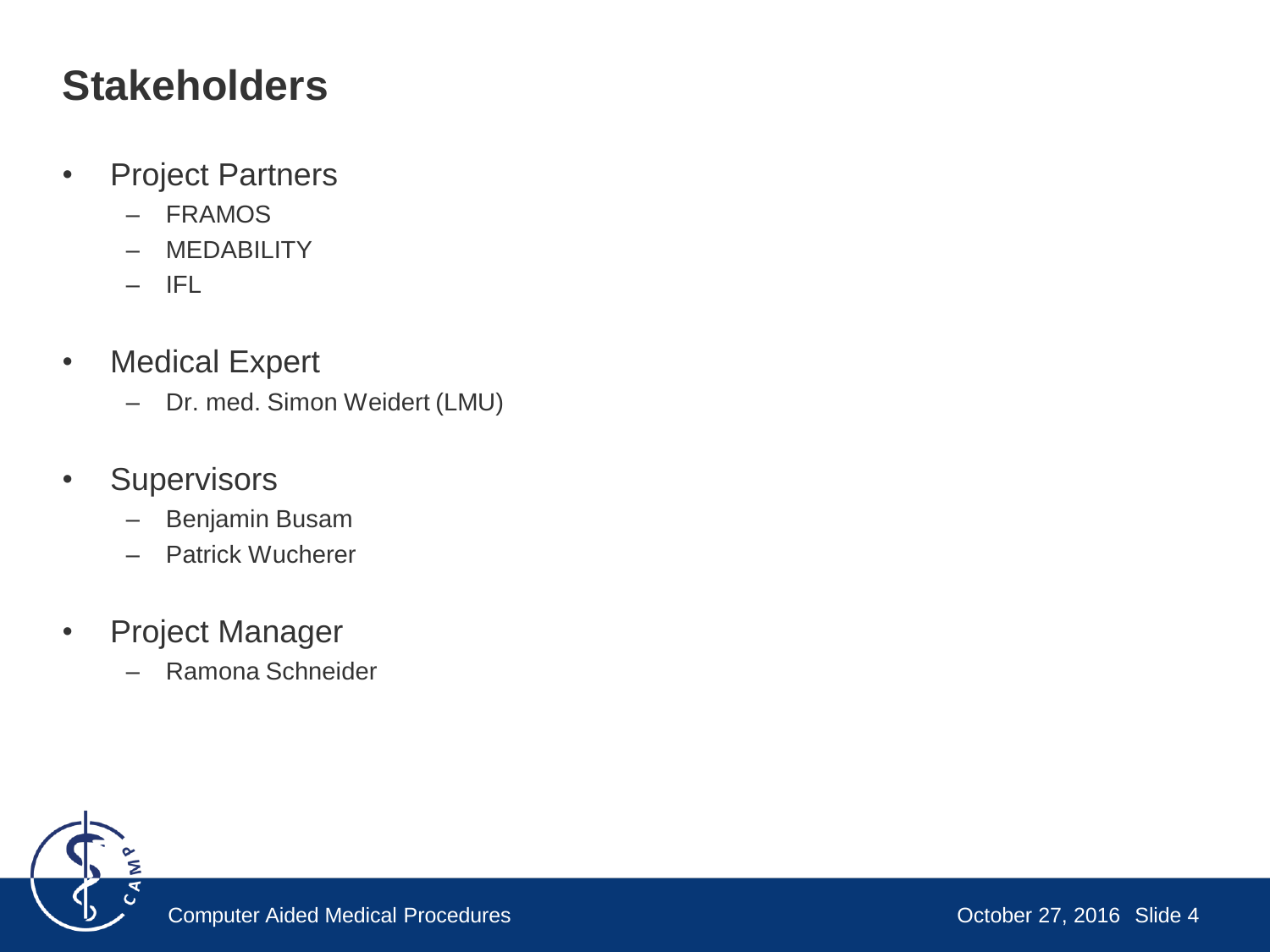# Stakeholders

- Project Partners
  - FRAMOS
  - MEDABILITY
  - IFL
- Medical Expert
  - Dr. med. Simon Weidert (LMU)
- Supervisors
  - Benjamin Busam
  - Patrick Wucherer
- Project Manager
  - Ramona Schneider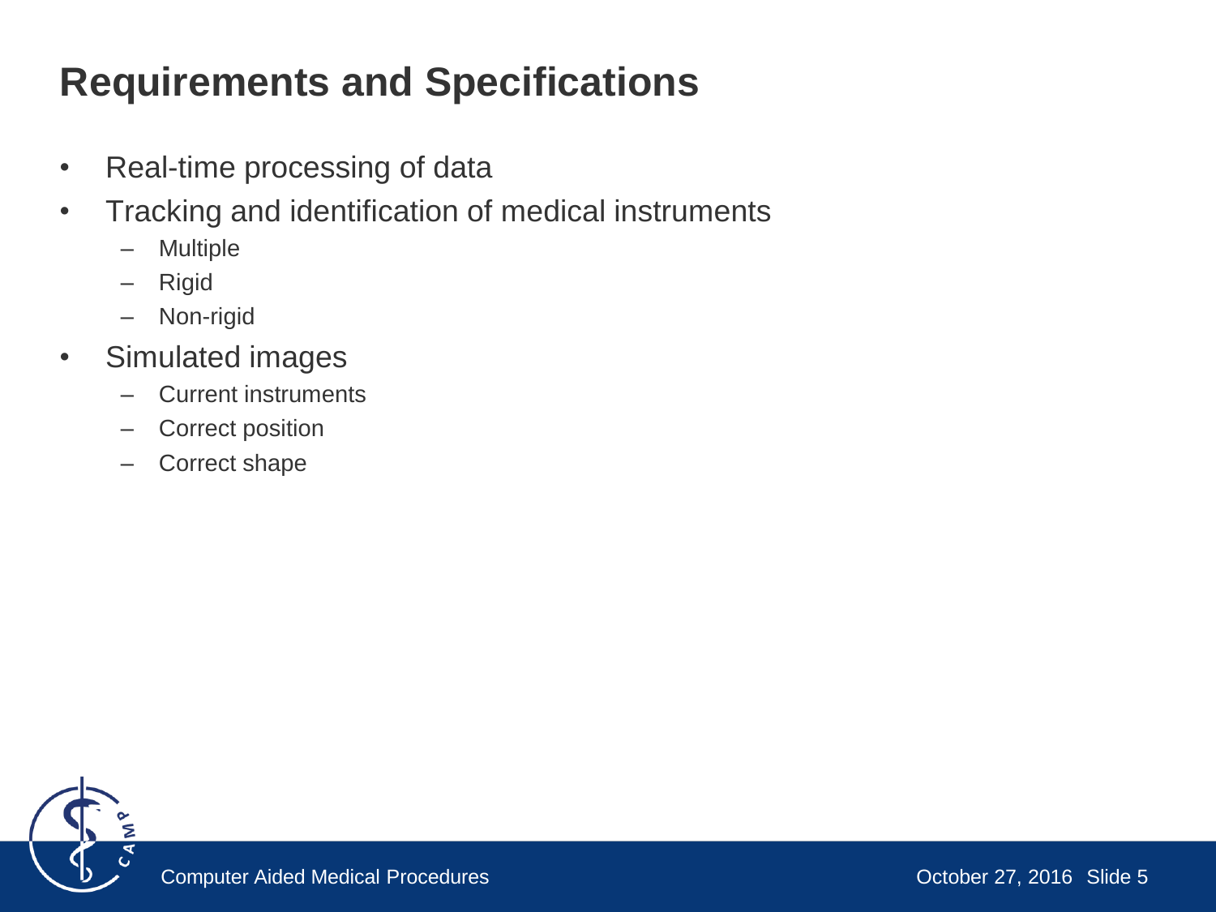# Requirements and Specifications

- Real-time processing of data
- Tracking and identification of medical instruments
  - Multiple
  - Rigid
  - Non-rigid
- Simulated images
  - Current instruments
  - Correct position
  - Correct shape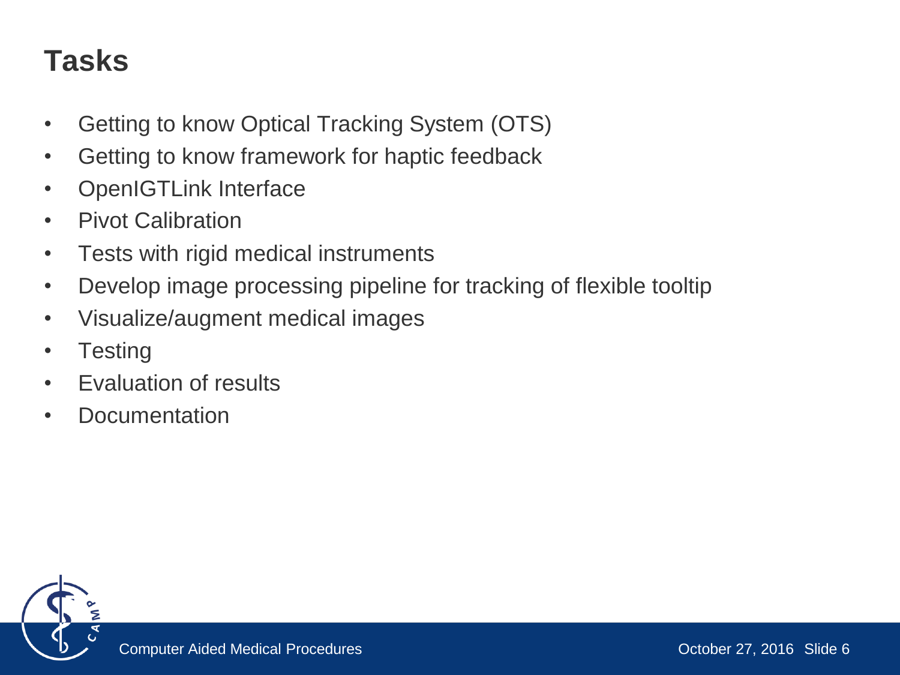# Tasks

- Getting to know Optical Tracking System (OTS)
- Getting to know framework for haptic feedback
- OpenIGTLink Interface
- Pivot Calibration
- Tests with rigid medical instruments
- Develop image processing pipeline for tracking of flexible tooltip
- Visualize/augment medical images
- Testing
- Evaluation of results
- Documentation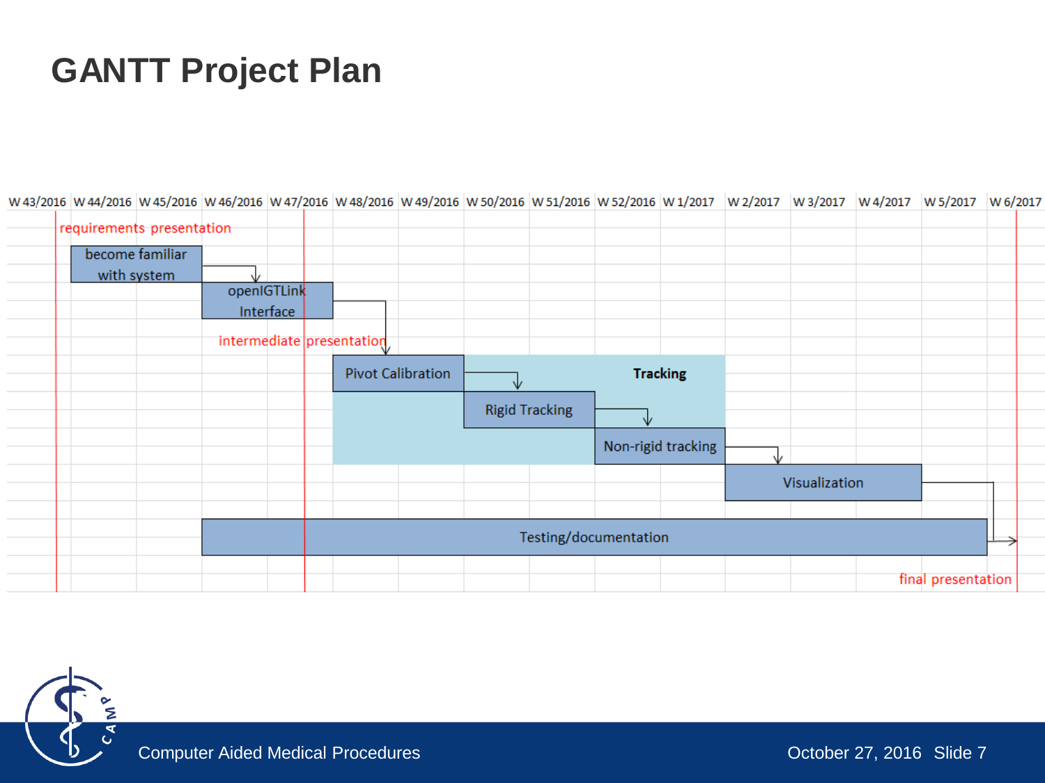# GANTT Project Plan

W 43/2016 W 44/2016 W 45/2016 W 46/2016 W 47/2016 W 48/2016 W 49/2016 W 50/2016 W 51/2016 W 52/2016 W 1/2017 W 2/2017 W 3/2017 W 4/2017 W 5/2017 W 6/2017

requirements presentation

become familiar with system

openIGTLink Interface

intermediate presentation

Pivot Calibration

Tracking

Rigid Tracking

Non-rigid tracking

Visualization

Testing/documentation

final presentation